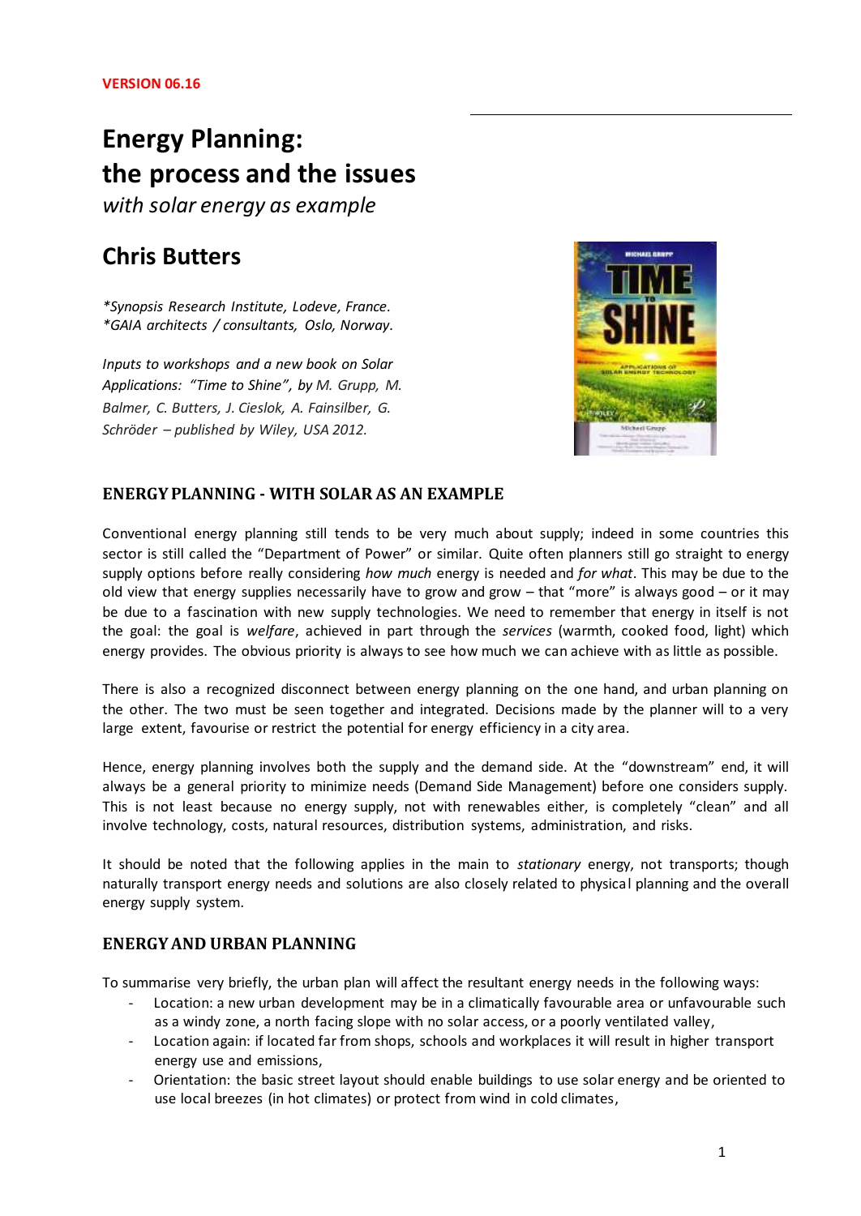**VERSION 06.16**

# Energy Planning: the process and the issues

*with solar energy as example*

## Chris Butters

*\*Synopsis Research Institute, Lodeve, France.*
*\*GAIA architects / consultants, Oslo, Norway.*

*Inputs to workshops and a new book on Solar Applications: "Time to Shine", by M. Grupp, M. Balmer, C. Butters, J. Cieslok, A. Fainsilber, G. Schröder – published by Wiley, USA 2012.*

### ENERGY PLANNING - WITH SOLAR AS AN EXAMPLE

Conventional energy planning still tends to be very much about supply; indeed in some countries this sector is still called the "Department of Power" or similar. Quite often planners still go straight to energy supply options before really considering *how much* energy is needed and *for what*. This may be due to the old view that energy supplies necessarily have to grow and grow – that "more" is always good – or it may be due to a fascination with new supply technologies. We need to remember that energy in itself is not the goal: the goal is *welfare*, achieved in part through the *services* (warmth, cooked food, light) which energy provides. The obvious priority is always to see how much we can achieve with as little as possible.

There is also a recognized disconnect between energy planning on the one hand, and urban planning on the other. The two must be seen together and integrated. Decisions made by the planner will to a very large extent, favourise or restrict the potential for energy efficiency in a city area.

Hence, energy planning involves both the supply and the demand side. At the "downstream" end, it will always be a general priority to minimize needs (Demand Side Management) before one considers supply. This is not least because no energy supply, not with renewables either, is completely "clean" and all involve technology, costs, natural resources, distribution systems, administration, and risks.

It should be noted that the following applies in the main to *stationary* energy, not transports; though naturally transport energy needs and solutions are also closely related to physical planning and the overall energy supply system.

### ENERGY AND URBAN PLANNING

To summarise very briefly, the urban plan will affect the resultant energy needs in the following ways:

- Location: a new urban development may be in a climatically favourable area or unfavourable such as a windy zone, a north facing slope with no solar access, or a poorly ventilated valley,
- Location again: if located far from shops, schools and workplaces it will result in higher transport energy use and emissions,
- Orientation: the basic street layout should enable buildings to use solar energy and be oriented to use local breezes (in hot climates) or protect from wind in cold climates,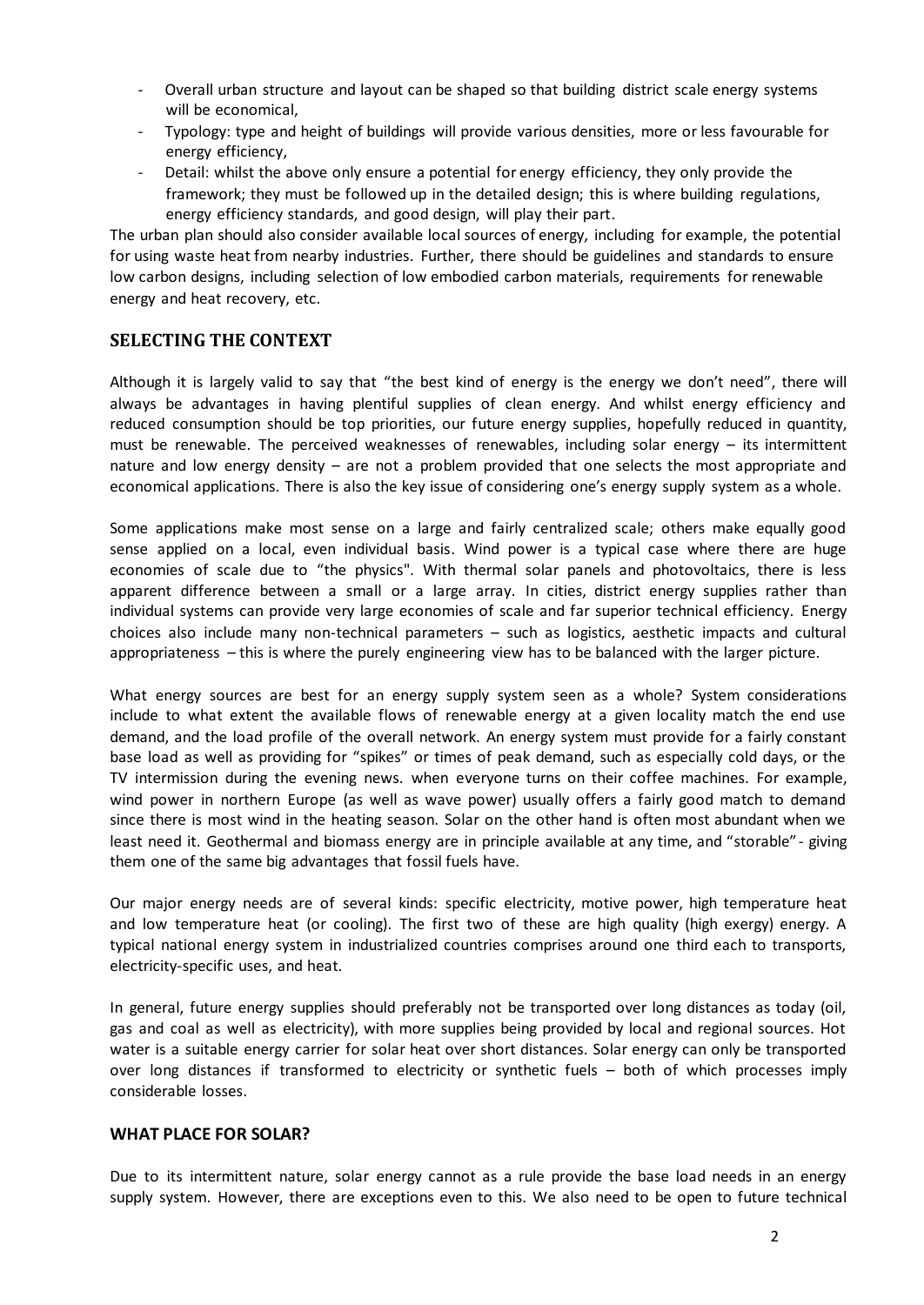- Overall urban structure and layout can be shaped so that building district scale energy systems will be economical,
- Typology: type and height of buildings will provide various densities, more or less favourable for energy efficiency,
- Detail: whilst the above only ensure a potential for energy efficiency, they only provide the framework; they must be followed up in the detailed design; this is where building regulations, energy efficiency standards, and good design, will play their part.

The urban plan should also consider available local sources of energy, including for example, the potential for using waste heat from nearby industries. Further, there should be guidelines and standards to ensure low carbon designs, including selection of low embodied carbon materials, requirements for renewable energy and heat recovery, etc.

## SELECTING THE CONTEXT

Although it is largely valid to say that "the best kind of energy is the energy we don't need", there will always be advantages in having plentiful supplies of clean energy. And whilst energy efficiency and reduced consumption should be top priorities, our future energy supplies, hopefully reduced in quantity, must be renewable. The perceived weaknesses of renewables, including solar energy – its intermittent nature and low energy density – are not a problem provided that one selects the most appropriate and economical applications. There is also the key issue of considering one's energy supply system as a whole.

Some applications make most sense on a large and fairly centralized scale; others make equally good sense applied on a local, even individual basis. Wind power is a typical case where there are huge economies of scale due to "the physics". With thermal solar panels and photovoltaics, there is less apparent difference between a small or a large array. In cities, district energy supplies rather than individual systems can provide very large economies of scale and far superior technical efficiency. Energy choices also include many non-technical parameters – such as logistics, aesthetic impacts and cultural appropriateness – this is where the purely engineering view has to be balanced with the larger picture.

What energy sources are best for an energy supply system seen as a whole? System considerations include to what extent the available flows of renewable energy at a given locality match the end use demand, and the load profile of the overall network. An energy system must provide for a fairly constant base load as well as providing for "spikes" or times of peak demand, such as especially cold days, or the TV intermission during the evening news. when everyone turns on their coffee machines. For example, wind power in northern Europe (as well as wave power) usually offers a fairly good match to demand since there is most wind in the heating season. Solar on the other hand is often most abundant when we least need it. Geothermal and biomass energy are in principle available at any time, and "storable" - giving them one of the same big advantages that fossil fuels have.

Our major energy needs are of several kinds: specific electricity, motive power, high temperature heat and low temperature heat (or cooling). The first two of these are high quality (high exergy) energy. A typical national energy system in industrialized countries comprises around one third each to transports, electricity-specific uses, and heat.

In general, future energy supplies should preferably not be transported over long distances as today (oil, gas and coal as well as electricity), with more supplies being provided by local and regional sources. Hot water is a suitable energy carrier for solar heat over short distances. Solar energy can only be transported over long distances if transformed to electricity or synthetic fuels – both of which processes imply considerable losses.

## WHAT PLACE FOR SOLAR?

Due to its intermittent nature, solar energy cannot as a rule provide the base load needs in an energy supply system. However, there are exceptions even to this. We also need to be open to future technical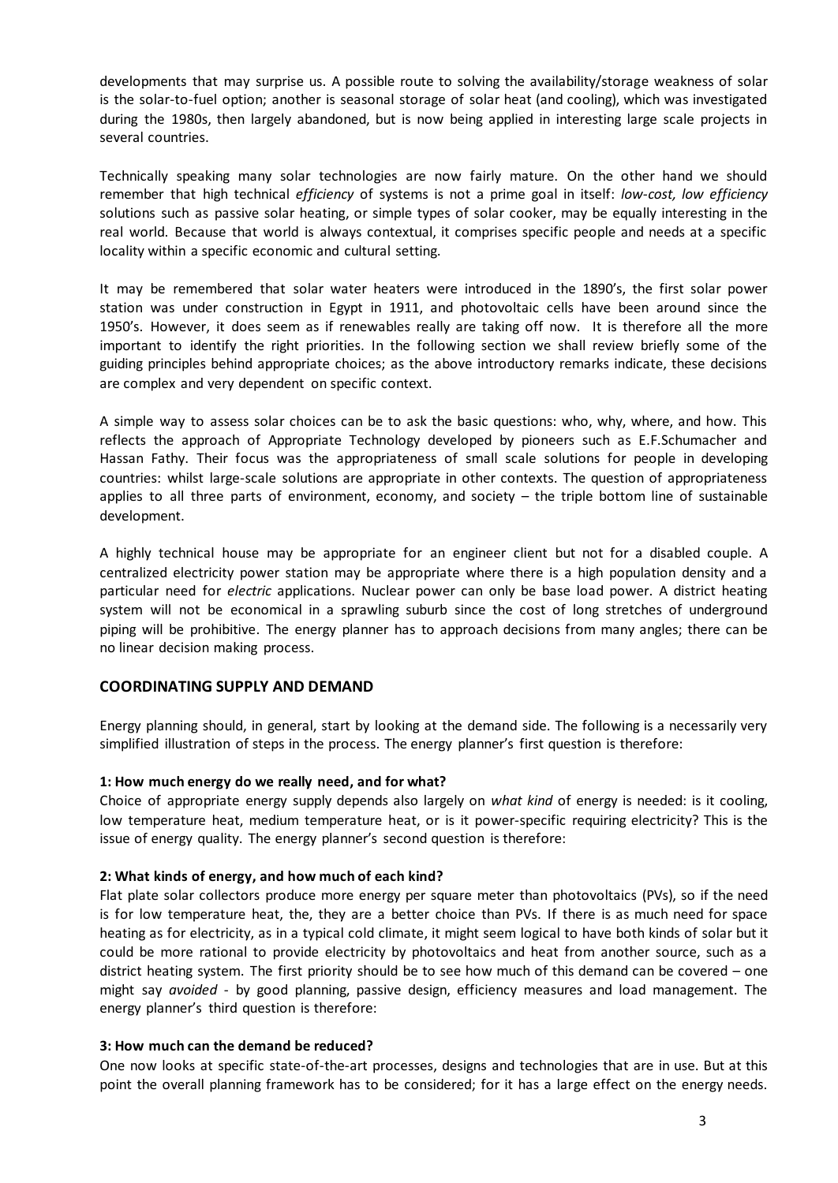developments that may surprise us. A possible route to solving the availability/storage weakness of solar is the solar-to-fuel option; another is seasonal storage of solar heat (and cooling), which was investigated during the 1980s, then largely abandoned, but is now being applied in interesting large scale projects in several countries.

Technically speaking many solar technologies are now fairly mature. On the other hand we should remember that high technical *efficiency* of systems is not a prime goal in itself: *low-cost, low efficiency* solutions such as passive solar heating, or simple types of solar cooker, may be equally interesting in the real world. Because that world is always contextual, it comprises specific people and needs at a specific locality within a specific economic and cultural setting.

It may be remembered that solar water heaters were introduced in the 1890's, the first solar power station was under construction in Egypt in 1911, and photovoltaic cells have been around since the 1950's. However, it does seem as if renewables really are taking off now. It is therefore all the more important to identify the right priorities. In the following section we shall review briefly some of the guiding principles behind appropriate choices; as the above introductory remarks indicate, these decisions are complex and very dependent on specific context.

A simple way to assess solar choices can be to ask the basic questions: who, why, where, and how. This reflects the approach of Appropriate Technology developed by pioneers such as E.F.Schumacher and Hassan Fathy. Their focus was the appropriateness of small scale solutions for people in developing countries: whilst large-scale solutions are appropriate in other contexts. The question of appropriateness applies to all three parts of environment, economy, and society – the triple bottom line of sustainable development.

A highly technical house may be appropriate for an engineer client but not for a disabled couple. A centralized electricity power station may be appropriate where there is a high population density and a particular need for *electric* applications. Nuclear power can only be base load power. A district heating system will not be economical in a sprawling suburb since the cost of long stretches of underground piping will be prohibitive. The energy planner has to approach decisions from many angles; there can be no linear decision making process.

## COORDINATING SUPPLY AND DEMAND

Energy planning should, in general, start by looking at the demand side. The following is a necessarily very simplified illustration of steps in the process. The energy planner's first question is therefore:

**1: How much energy do we really need, and for what?**

Choice of appropriate energy supply depends also largely on *what kind* of energy is needed: is it cooling, low temperature heat, medium temperature heat, or is it power-specific requiring electricity? This is the issue of energy quality. The energy planner's second question is therefore:

**2: What kinds of energy, and how much of each kind?**

Flat plate solar collectors produce more energy per square meter than photovoltaics (PVs), so if the need is for low temperature heat, the, they are a better choice than PVs. If there is as much need for space heating as for electricity, as in a typical cold climate, it might seem logical to have both kinds of solar but it could be more rational to provide electricity by photovoltaics and heat from another source, such as a district heating system. The first priority should be to see how much of this demand can be covered – one might say *avoided* - by good planning, passive design, efficiency measures and load management. The energy planner's third question is therefore:

**3: How much can the demand be reduced?**

One now looks at specific state-of-the-art processes, designs and technologies that are in use. But at this point the overall planning framework has to be considered; for it has a large effect on the energy needs.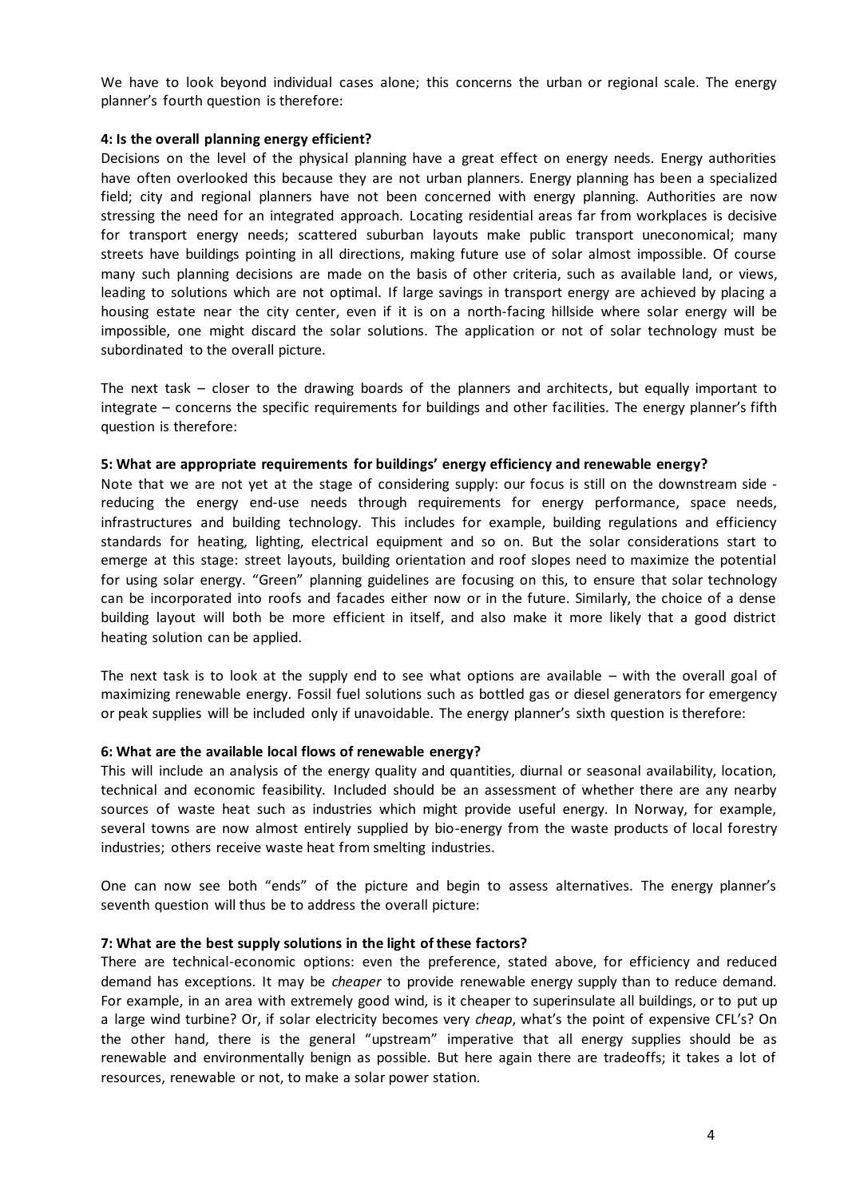We have to look beyond individual cases alone; this concerns the urban or regional scale. The energy planner's fourth question is therefore:

**4: Is the overall planning energy efficient?**

Decisions on the level of the physical planning have a great effect on energy needs. Energy authorities have often overlooked this because they are not urban planners. Energy planning has been a specialized field; city and regional planners have not been concerned with energy planning. Authorities are now stressing the need for an integrated approach. Locating residential areas far from workplaces is decisive for transport energy needs; scattered suburban layouts make public transport uneconomical; many streets have buildings pointing in all directions, making future use of solar almost impossible. Of course many such planning decisions are made on the basis of other criteria, such as available land, or views, leading to solutions which are not optimal. If large savings in transport energy are achieved by placing a housing estate near the city center, even if it is on a north-facing hillside where solar energy will be impossible, one might discard the solar solutions. The application or not of solar technology must be subordinated to the overall picture.

The next task – closer to the drawing boards of the planners and architects, but equally important to integrate – concerns the specific requirements for buildings and other facilities. The energy planner's fifth question is therefore:

**5: What are appropriate requirements for buildings' energy efficiency and renewable energy?**

Note that we are not yet at the stage of considering supply: our focus is still on the downstream side - reducing the energy end-use needs through requirements for energy performance, space needs, infrastructures and building technology. This includes for example, building regulations and efficiency standards for heating, lighting, electrical equipment and so on. But the solar considerations start to emerge at this stage: street layouts, building orientation and roof slopes need to maximize the potential for using solar energy. "Green" planning guidelines are focusing on this, to ensure that solar technology can be incorporated into roofs and facades either now or in the future. Similarly, the choice of a dense building layout will both be more efficient in itself, and also make it more likely that a good district heating solution can be applied.

The next task is to look at the supply end to see what options are available – with the overall goal of maximizing renewable energy. Fossil fuel solutions such as bottled gas or diesel generators for emergency or peak supplies will be included only if unavoidable. The energy planner's sixth question is therefore:

**6: What are the available local flows of renewable energy?**

This will include an analysis of the energy quality and quantities, diurnal or seasonal availability, location, technical and economic feasibility. Included should be an assessment of whether there are any nearby sources of waste heat such as industries which might provide useful energy. In Norway, for example, several towns are now almost entirely supplied by bio-energy from the waste products of local forestry industries; others receive waste heat from smelting industries.

One can now see both "ends" of the picture and begin to assess alternatives. The energy planner's seventh question will thus be to address the overall picture:

**7: What are the best supply solutions in the light of these factors?**

There are technical-economic options: even the preference, stated above, for efficiency and reduced demand has exceptions. It may be *cheaper* to provide renewable energy supply than to reduce demand. For example, in an area with extremely good wind, is it cheaper to superinsulate all buildings, or to put up a large wind turbine? Or, if solar electricity becomes very *cheap*, what's the point of expensive CFL's? On the other hand, there is the general "upstream" imperative that all energy supplies should be as renewable and environmentally benign as possible. But here again there are tradeoffs; it takes a lot of resources, renewable or not, to make a solar power station.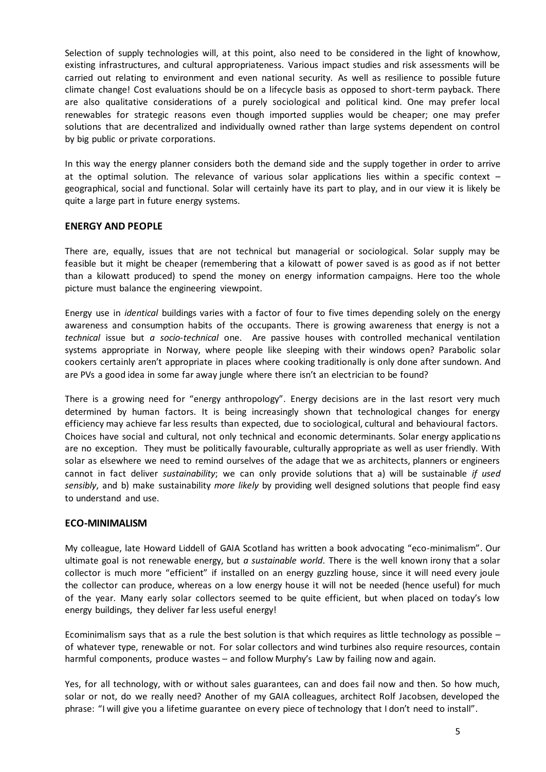Selection of supply technologies will, at this point, also need to be considered in the light of knowhow, existing infrastructures, and cultural appropriateness. Various impact studies and risk assessments will be carried out relating to environment and even national security. As well as resilience to possible future climate change! Cost evaluations should be on a lifecycle basis as opposed to short-term payback. There are also qualitative considerations of a purely sociological and political kind. One may prefer local renewables for strategic reasons even though imported supplies would be cheaper; one may prefer solutions that are decentralized and individually owned rather than large systems dependent on control by big public or private corporations.

In this way the energy planner considers both the demand side and the supply together in order to arrive at the optimal solution. The relevance of various solar applications lies within a specific context – geographical, social and functional. Solar will certainly have its part to play, and in our view it is likely be quite a large part in future energy systems.

## ENERGY AND PEOPLE

There are, equally, issues that are not technical but managerial or sociological. Solar supply may be feasible but it might be cheaper (remembering that a kilowatt of power saved is as good as if not better than a kilowatt produced) to spend the money on energy information campaigns. Here too the whole picture must balance the engineering viewpoint.

Energy use in *identical* buildings varies with a factor of four to five times depending solely on the energy awareness and consumption habits of the occupants. There is growing awareness that energy is not a *technical* issue but *a socio-technical* one. Are passive houses with controlled mechanical ventilation systems appropriate in Norway, where people like sleeping with their windows open? Parabolic solar cookers certainly aren't appropriate in places where cooking traditionally is only done after sundown. And are PVs a good idea in some far away jungle where there isn't an electrician to be found?

There is a growing need for "energy anthropology". Energy decisions are in the last resort very much determined by human factors. It is being increasingly shown that technological changes for energy efficiency may achieve far less results than expected, due to sociological, cultural and behavioural factors. Choices have social and cultural, not only technical and economic determinants. Solar energy applications are no exception. They must be politically favourable, culturally appropriate as well as user friendly. With solar as elsewhere we need to remind ourselves of the adage that we as architects, planners or engineers cannot in fact deliver *sustainability*; we can only provide solutions that a) will be sustainable *if used sensibly*, and b) make sustainability *more likely* by providing well designed solutions that people find easy to understand and use.

## ECO-MINIMALISM

My colleague, late Howard Liddell of GAIA Scotland has written a book advocating "eco-minimalism". Our ultimate goal is not renewable energy, but *a sustainable world*. There is the well known irony that a solar collector is much more "efficient" if installed on an energy guzzling house, since it will need every joule the collector can produce, whereas on a low energy house it will not be needed (hence useful) for much of the year. Many early solar collectors seemed to be quite efficient, but when placed on today's low energy buildings, they deliver far less useful energy!

Ecominimalism says that as a rule the best solution is that which requires as little technology as possible – of whatever type, renewable or not. For solar collectors and wind turbines also require resources, contain harmful components, produce wastes – and follow Murphy's Law by failing now and again.

Yes, for all technology, with or without sales guarantees, can and does fail now and then. So how much, solar or not, do we really need? Another of my GAIA colleagues, architect Rolf Jacobsen, developed the phrase: "I will give you a lifetime guarantee on every piece of technology that I don't need to install".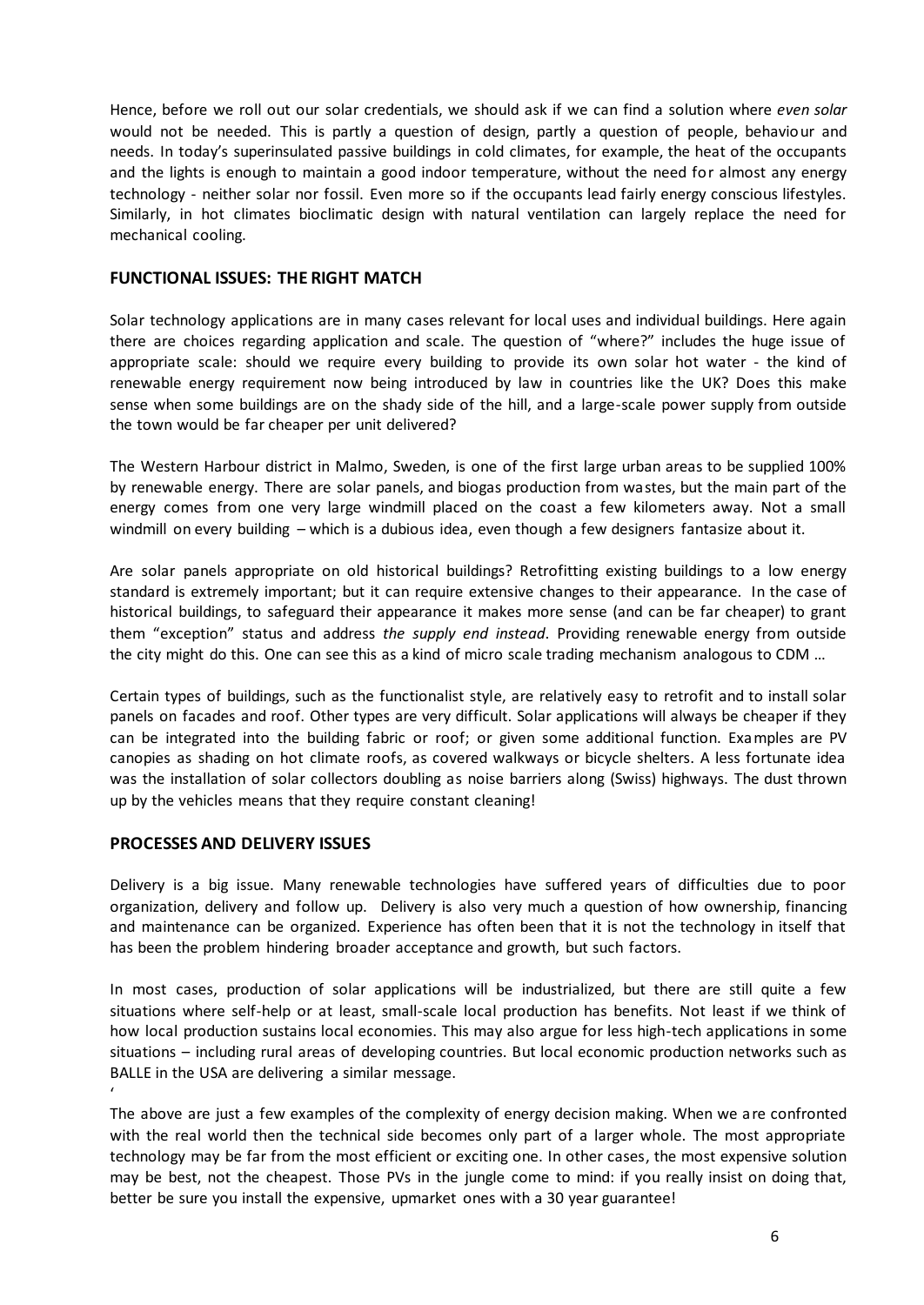Hence, before we roll out our solar credentials, we should ask if we can find a solution where *even solar* would not be needed. This is partly a question of design, partly a question of people, behaviour and needs. In today's superinsulated passive buildings in cold climates, for example, the heat of the occupants and the lights is enough to maintain a good indoor temperature, without the need for almost any energy technology - neither solar nor fossil. Even more so if the occupants lead fairly energy conscious lifestyles. Similarly, in hot climates bioclimatic design with natural ventilation can largely replace the need for mechanical cooling.

## FUNCTIONAL ISSUES: THE RIGHT MATCH

Solar technology applications are in many cases relevant for local uses and individual buildings. Here again there are choices regarding application and scale. The question of "where?" includes the huge issue of appropriate scale: should we require every building to provide its own solar hot water - the kind of renewable energy requirement now being introduced by law in countries like the UK? Does this make sense when some buildings are on the shady side of the hill, and a large-scale power supply from outside the town would be far cheaper per unit delivered?

The Western Harbour district in Malmo, Sweden, is one of the first large urban areas to be supplied 100% by renewable energy. There are solar panels, and biogas production from wastes, but the main part of the energy comes from one very large windmill placed on the coast a few kilometers away. Not a small windmill on every building – which is a dubious idea, even though a few designers fantasize about it.

Are solar panels appropriate on old historical buildings? Retrofitting existing buildings to a low energy standard is extremely important; but it can require extensive changes to their appearance. In the case of historical buildings, to safeguard their appearance it makes more sense (and can be far cheaper) to grant them "exception" status and address *the supply end instead*. Providing renewable energy from outside the city might do this. One can see this as a kind of micro scale trading mechanism analogous to CDM …

Certain types of buildings, such as the functionalist style, are relatively easy to retrofit and to install solar panels on facades and roof. Other types are very difficult. Solar applications will always be cheaper if they can be integrated into the building fabric or roof; or given some additional function. Examples are PV canopies as shading on hot climate roofs, as covered walkways or bicycle shelters. A less fortunate idea was the installation of solar collectors doubling as noise barriers along (Swiss) highways. The dust thrown up by the vehicles means that they require constant cleaning!

## PROCESSES AND DELIVERY ISSUES

Delivery is a big issue. Many renewable technologies have suffered years of difficulties due to poor organization, delivery and follow up. Delivery is also very much a question of how ownership, financing and maintenance can be organized. Experience has often been that it is not the technology in itself that has been the problem hindering broader acceptance and growth, but such factors.

In most cases, production of solar applications will be industrialized, but there are still quite a few situations where self-help or at least, small-scale local production has benefits. Not least if we think of how local production sustains local economies. This may also argue for less high-tech applications in some situations – including rural areas of developing countries. But local economic production networks such as BALLE in the USA are delivering a similar message.

'

The above are just a few examples of the complexity of energy decision making. When we are confronted with the real world then the technical side becomes only part of a larger whole. The most appropriate technology may be far from the most efficient or exciting one. In other cases, the most expensive solution may be best, not the cheapest. Those PVs in the jungle come to mind: if you really insist on doing that, better be sure you install the expensive, upmarket ones with a 30 year guarantee!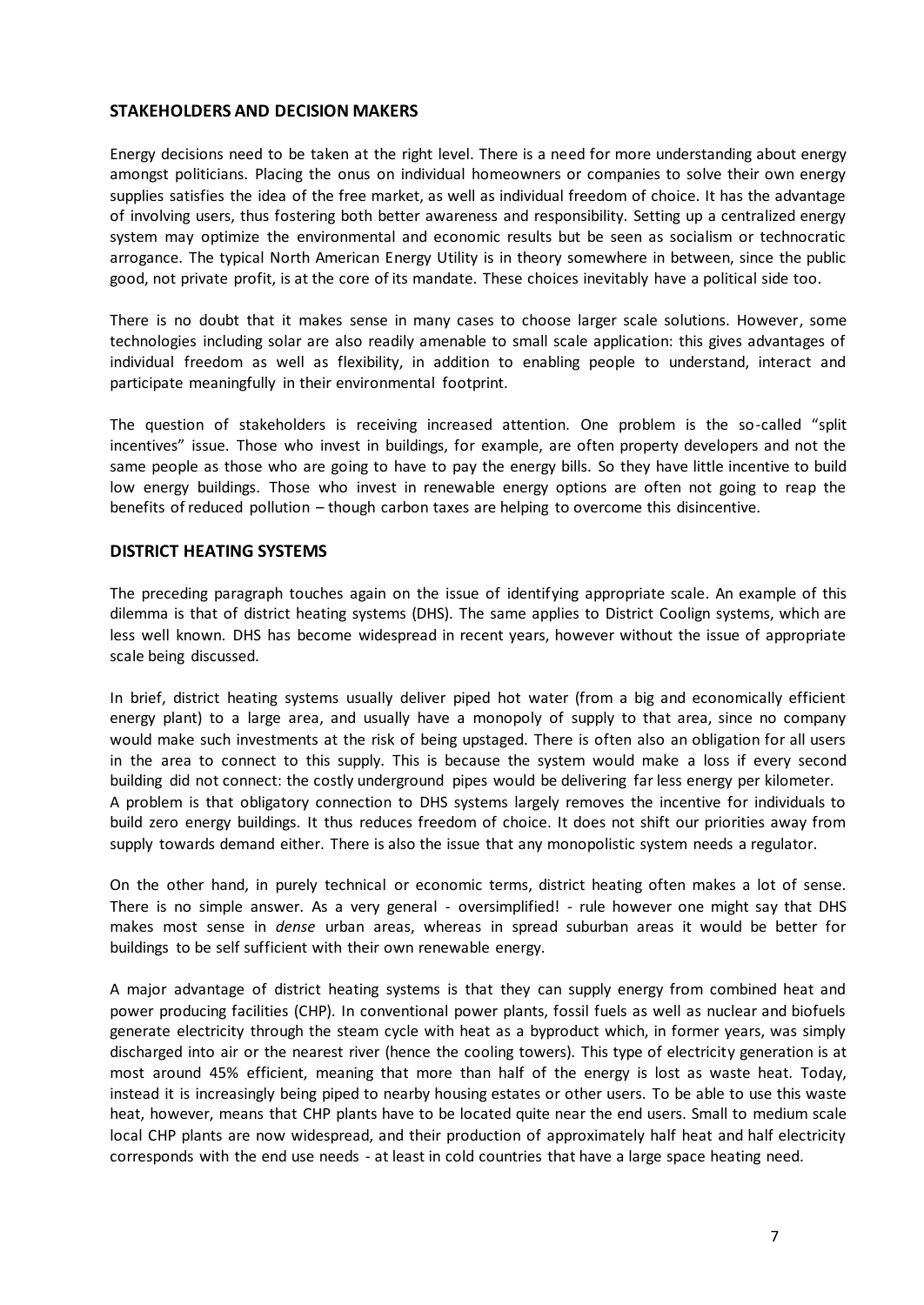## STAKEHOLDERS AND DECISION MAKERS

Energy decisions need to be taken at the right level. There is a need for more understanding about energy amongst politicians. Placing the onus on individual homeowners or companies to solve their own energy supplies satisfies the idea of the free market, as well as individual freedom of choice. It has the advantage of involving users, thus fostering both better awareness and responsibility. Setting up a centralized energy system may optimize the environmental and economic results but be seen as socialism or technocratic arrogance. The typical North American Energy Utility is in theory somewhere in between, since the public good, not private profit, is at the core of its mandate. These choices inevitably have a political side too.

There is no doubt that it makes sense in many cases to choose larger scale solutions. However, some technologies including solar are also readily amenable to small scale application: this gives advantages of individual freedom as well as flexibility, in addition to enabling people to understand, interact and participate meaningfully in their environmental footprint.

The question of stakeholders is receiving increased attention. One problem is the so-called "split incentives" issue. Those who invest in buildings, for example, are often property developers and not the same people as those who are going to have to pay the energy bills. So they have little incentive to build low energy buildings. Those who invest in renewable energy options are often not going to reap the benefits of reduced pollution – though carbon taxes are helping to overcome this disincentive.

## DISTRICT HEATING SYSTEMS

The preceding paragraph touches again on the issue of identifying appropriate scale. An example of this dilemma is that of district heating systems (DHS). The same applies to District Coolign systems, which are less well known. DHS has become widespread in recent years, however without the issue of appropriate scale being discussed.

In brief, district heating systems usually deliver piped hot water (from a big and economically efficient energy plant) to a large area, and usually have a monopoly of supply to that area, since no company would make such investments at the risk of being upstaged. There is often also an obligation for all users in the area to connect to this supply. This is because the system would make a loss if every second building did not connect: the costly underground pipes would be delivering far less energy per kilometer.
A problem is that obligatory connection to DHS systems largely removes the incentive for individuals to build zero energy buildings. It thus reduces freedom of choice. It does not shift our priorities away from supply towards demand either. There is also the issue that any monopolistic system needs a regulator.

On the other hand, in purely technical or economic terms, district heating often makes a lot of sense. There is no simple answer. As a very general - oversimplified! - rule however one might say that DHS makes most sense in *dense* urban areas, whereas in spread suburban areas it would be better for buildings to be self sufficient with their own renewable energy.

A major advantage of district heating systems is that they can supply energy from combined heat and power producing facilities (CHP). In conventional power plants, fossil fuels as well as nuclear and biofuels generate electricity through the steam cycle with heat as a byproduct which, in former years, was simply discharged into air or the nearest river (hence the cooling towers). This type of electricity generation is at most around 45% efficient, meaning that more than half of the energy is lost as waste heat. Today, instead it is increasingly being piped to nearby housing estates or other users. To be able to use this waste heat, however, means that CHP plants have to be located quite near the end users. Small to medium scale local CHP plants are now widespread, and their production of approximately half heat and half electricity corresponds with the end use needs - at least in cold countries that have a large space heating need.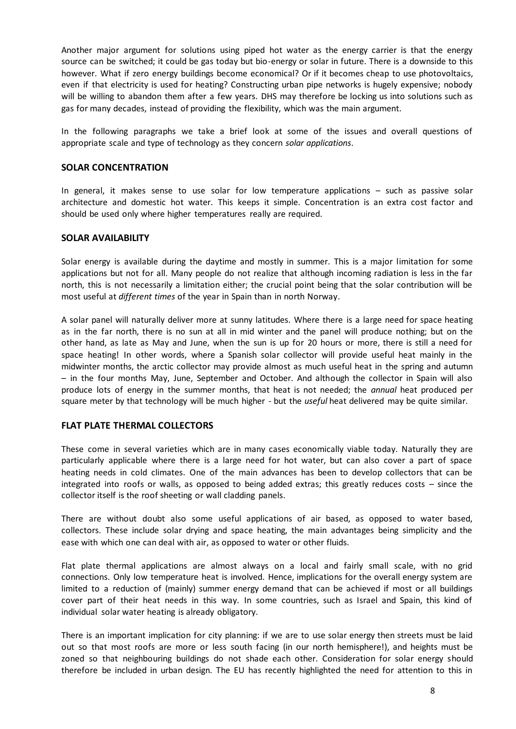Another major argument for solutions using piped hot water as the energy carrier is that the energy source can be switched; it could be gas today but bio-energy or solar in future. There is a downside to this however. What if zero energy buildings become economical? Or if it becomes cheap to use photovoltaics, even if that electricity is used for heating? Constructing urban pipe networks is hugely expensive; nobody will be willing to abandon them after a few years. DHS may therefore be locking us into solutions such as gas for many decades, instead of providing the flexibility, which was the main argument.

In the following paragraphs we take a brief look at some of the issues and overall questions of appropriate scale and type of technology as they concern *solar applications*.

## SOLAR CONCENTRATION

In general, it makes sense to use solar for low temperature applications – such as passive solar architecture and domestic hot water. This keeps it simple. Concentration is an extra cost factor and should be used only where higher temperatures really are required.

## SOLAR AVAILABILITY

Solar energy is available during the daytime and mostly in summer. This is a major limitation for some applications but not for all. Many people do not realize that although incoming radiation is less in the far north, this is not necessarily a limitation either; the crucial point being that the solar contribution will be most useful at *different times* of the year in Spain than in north Norway.

A solar panel will naturally deliver more at sunny latitudes. Where there is a large need for space heating as in the far north, there is no sun at all in mid winter and the panel will produce nothing; but on the other hand, as late as May and June, when the sun is up for 20 hours or more, there is still a need for space heating! In other words, where a Spanish solar collector will provide useful heat mainly in the midwinter months, the arctic collector may provide almost as much useful heat in the spring and autumn – in the four months May, June, September and October. And although the collector in Spain will also produce lots of energy in the summer months, that heat is not needed; the *annual* heat produced per square meter by that technology will be much higher - but the *useful* heat delivered may be quite similar.

## FLAT PLATE THERMAL COLLECTORS

These come in several varieties which are in many cases economically viable today. Naturally they are particularly applicable where there is a large need for hot water, but can also cover a part of space heating needs in cold climates. One of the main advances has been to develop collectors that can be integrated into roofs or walls, as opposed to being added extras; this greatly reduces costs – since the collector itself is the roof sheeting or wall cladding panels.

There are without doubt also some useful applications of air based, as opposed to water based, collectors. These include solar drying and space heating, the main advantages being simplicity and the ease with which one can deal with air, as opposed to water or other fluids.

Flat plate thermal applications are almost always on a local and fairly small scale, with no grid connections. Only low temperature heat is involved. Hence, implications for the overall energy system are limited to a reduction of (mainly) summer energy demand that can be achieved if most or all buildings cover part of their heat needs in this way. In some countries, such as Israel and Spain, this kind of individual solar water heating is already obligatory.

There is an important implication for city planning: if we are to use solar energy then streets must be laid out so that most roofs are more or less south facing (in our north hemisphere!), and heights must be zoned so that neighbouring buildings do not shade each other. Consideration for solar energy should therefore be included in urban design. The EU has recently highlighted the need for attention to this in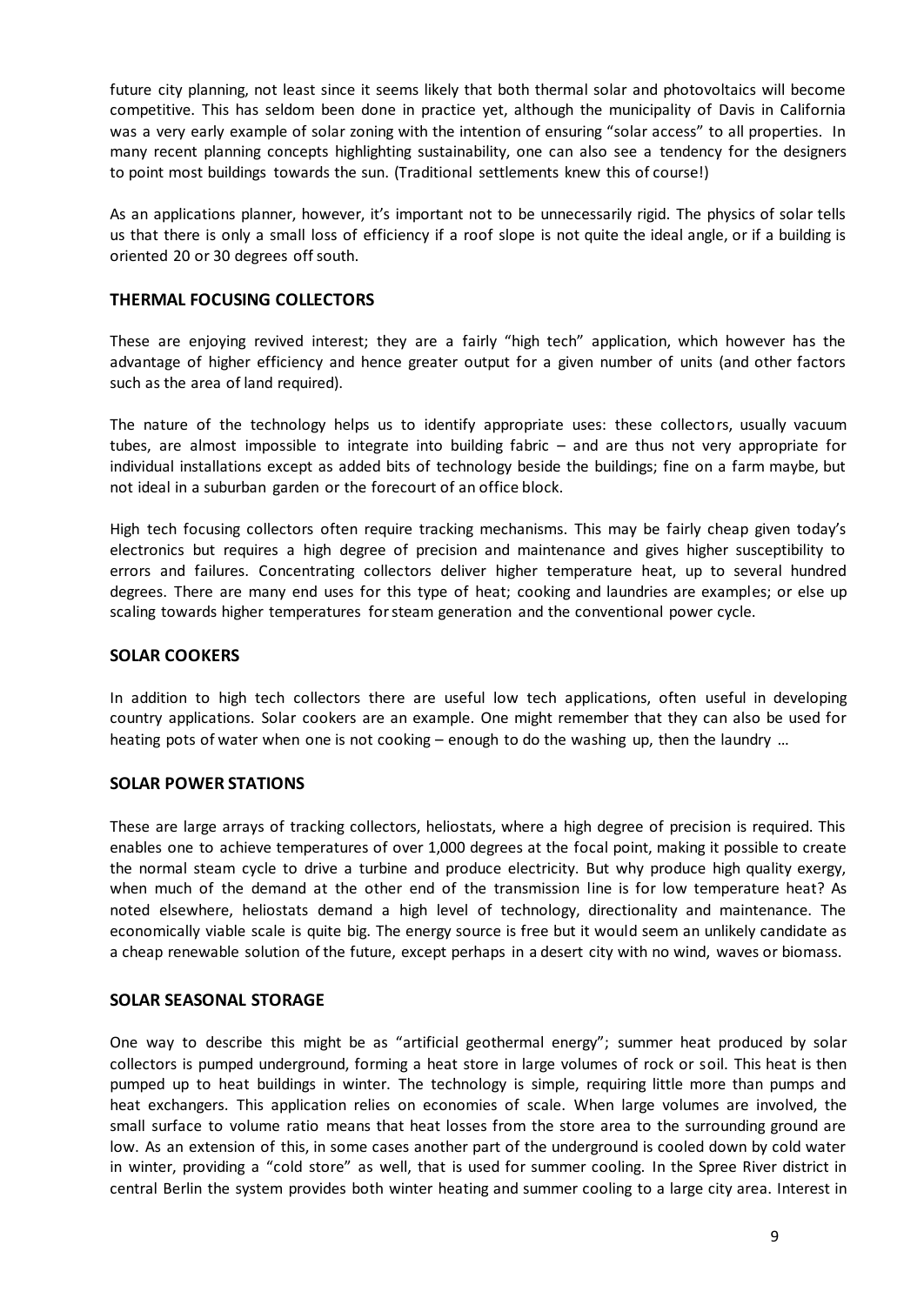future city planning, not least since it seems likely that both thermal solar and photovoltaics will become competitive. This has seldom been done in practice yet, although the municipality of Davis in California was a very early example of solar zoning with the intention of ensuring "solar access" to all properties. In many recent planning concepts highlighting sustainability, one can also see a tendency for the designers to point most buildings towards the sun. (Traditional settlements knew this of course!)

As an applications planner, however, it's important not to be unnecessarily rigid. The physics of solar tells us that there is only a small loss of efficiency if a roof slope is not quite the ideal angle, or if a building is oriented 20 or 30 degrees off south.

## THERMAL FOCUSING COLLECTORS

These are enjoying revived interest; they are a fairly "high tech" application, which however has the advantage of higher efficiency and hence greater output for a given number of units (and other factors such as the area of land required).

The nature of the technology helps us to identify appropriate uses: these collectors, usually vacuum tubes, are almost impossible to integrate into building fabric – and are thus not very appropriate for individual installations except as added bits of technology beside the buildings; fine on a farm maybe, but not ideal in a suburban garden or the forecourt of an office block.

High tech focusing collectors often require tracking mechanisms. This may be fairly cheap given today's electronics but requires a high degree of precision and maintenance and gives higher susceptibility to errors and failures. Concentrating collectors deliver higher temperature heat, up to several hundred degrees. There are many end uses for this type of heat; cooking and laundries are examples; or else up scaling towards higher temperatures for steam generation and the conventional power cycle.

## SOLAR COOKERS

In addition to high tech collectors there are useful low tech applications, often useful in developing country applications. Solar cookers are an example. One might remember that they can also be used for heating pots of water when one is not cooking – enough to do the washing up, then the laundry …

## SOLAR POWER STATIONS

These are large arrays of tracking collectors, heliostats, where a high degree of precision is required. This enables one to achieve temperatures of over 1,000 degrees at the focal point, making it possible to create the normal steam cycle to drive a turbine and produce electricity. But why produce high quality exergy, when much of the demand at the other end of the transmission line is for low temperature heat? As noted elsewhere, heliostats demand a high level of technology, directionality and maintenance. The economically viable scale is quite big. The energy source is free but it would seem an unlikely candidate as a cheap renewable solution of the future, except perhaps in a desert city with no wind, waves or biomass.

## SOLAR SEASONAL STORAGE

One way to describe this might be as "artificial geothermal energy"; summer heat produced by solar collectors is pumped underground, forming a heat store in large volumes of rock or soil. This heat is then pumped up to heat buildings in winter. The technology is simple, requiring little more than pumps and heat exchangers. This application relies on economies of scale. When large volumes are involved, the small surface to volume ratio means that heat losses from the store area to the surrounding ground are low. As an extension of this, in some cases another part of the underground is cooled down by cold water in winter, providing a "cold store" as well, that is used for summer cooling. In the Spree River district in central Berlin the system provides both winter heating and summer cooling to a large city area. Interest in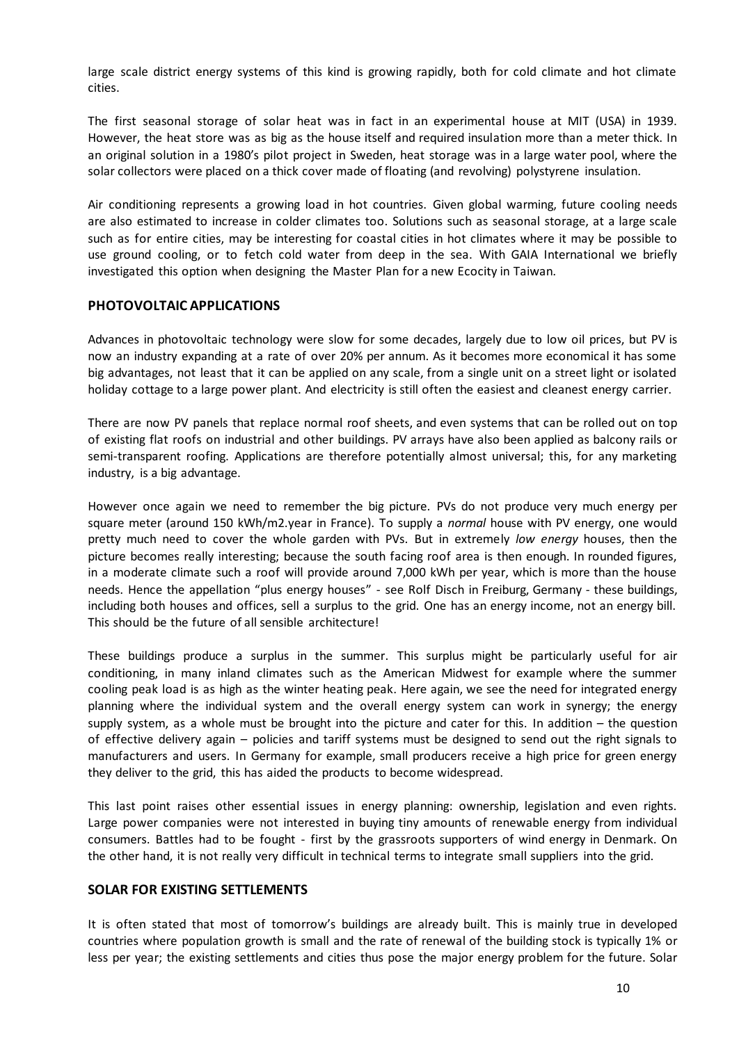large scale district energy systems of this kind is growing rapidly, both for cold climate and hot climate cities.

The first seasonal storage of solar heat was in fact in an experimental house at MIT (USA) in 1939. However, the heat store was as big as the house itself and required insulation more than a meter thick. In an original solution in a 1980's pilot project in Sweden, heat storage was in a large water pool, where the solar collectors were placed on a thick cover made of floating (and revolving) polystyrene insulation.

Air conditioning represents a growing load in hot countries. Given global warming, future cooling needs are also estimated to increase in colder climates too. Solutions such as seasonal storage, at a large scale such as for entire cities, may be interesting for coastal cities in hot climates where it may be possible to use ground cooling, or to fetch cold water from deep in the sea. With GAIA International we briefly investigated this option when designing the Master Plan for a new Ecocity in Taiwan.

## PHOTOVOLTAIC APPLICATIONS

Advances in photovoltaic technology were slow for some decades, largely due to low oil prices, but PV is now an industry expanding at a rate of over 20% per annum. As it becomes more economical it has some big advantages, not least that it can be applied on any scale, from a single unit on a street light or isolated holiday cottage to a large power plant. And electricity is still often the easiest and cleanest energy carrier.

There are now PV panels that replace normal roof sheets, and even systems that can be rolled out on top of existing flat roofs on industrial and other buildings. PV arrays have also been applied as balcony rails or semi-transparent roofing. Applications are therefore potentially almost universal; this, for any marketing industry, is a big advantage.

However once again we need to remember the big picture. PVs do not produce very much energy per square meter (around 150 kWh/m2.year in France). To supply a *normal* house with PV energy, one would pretty much need to cover the whole garden with PVs. But in extremely *low energy* houses, then the picture becomes really interesting; because the south facing roof area is then enough. In rounded figures, in a moderate climate such a roof will provide around 7,000 kWh per year, which is more than the house needs. Hence the appellation "plus energy houses" - see Rolf Disch in Freiburg, Germany - these buildings, including both houses and offices, sell a surplus to the grid. One has an energy income, not an energy bill. This should be the future of all sensible architecture!

These buildings produce a surplus in the summer. This surplus might be particularly useful for air conditioning, in many inland climates such as the American Midwest for example where the summer cooling peak load is as high as the winter heating peak. Here again, we see the need for integrated energy planning where the individual system and the overall energy system can work in synergy; the energy supply system, as a whole must be brought into the picture and cater for this. In addition – the question of effective delivery again – policies and tariff systems must be designed to send out the right signals to manufacturers and users. In Germany for example, small producers receive a high price for green energy they deliver to the grid, this has aided the products to become widespread.

This last point raises other essential issues in energy planning: ownership, legislation and even rights. Large power companies were not interested in buying tiny amounts of renewable energy from individual consumers. Battles had to be fought - first by the grassroots supporters of wind energy in Denmark. On the other hand, it is not really very difficult in technical terms to integrate small suppliers into the grid.

## SOLAR FOR EXISTING SETTLEMENTS

It is often stated that most of tomorrow's buildings are already built. This is mainly true in developed countries where population growth is small and the rate of renewal of the building stock is typically 1% or less per year; the existing settlements and cities thus pose the major energy problem for the future. Solar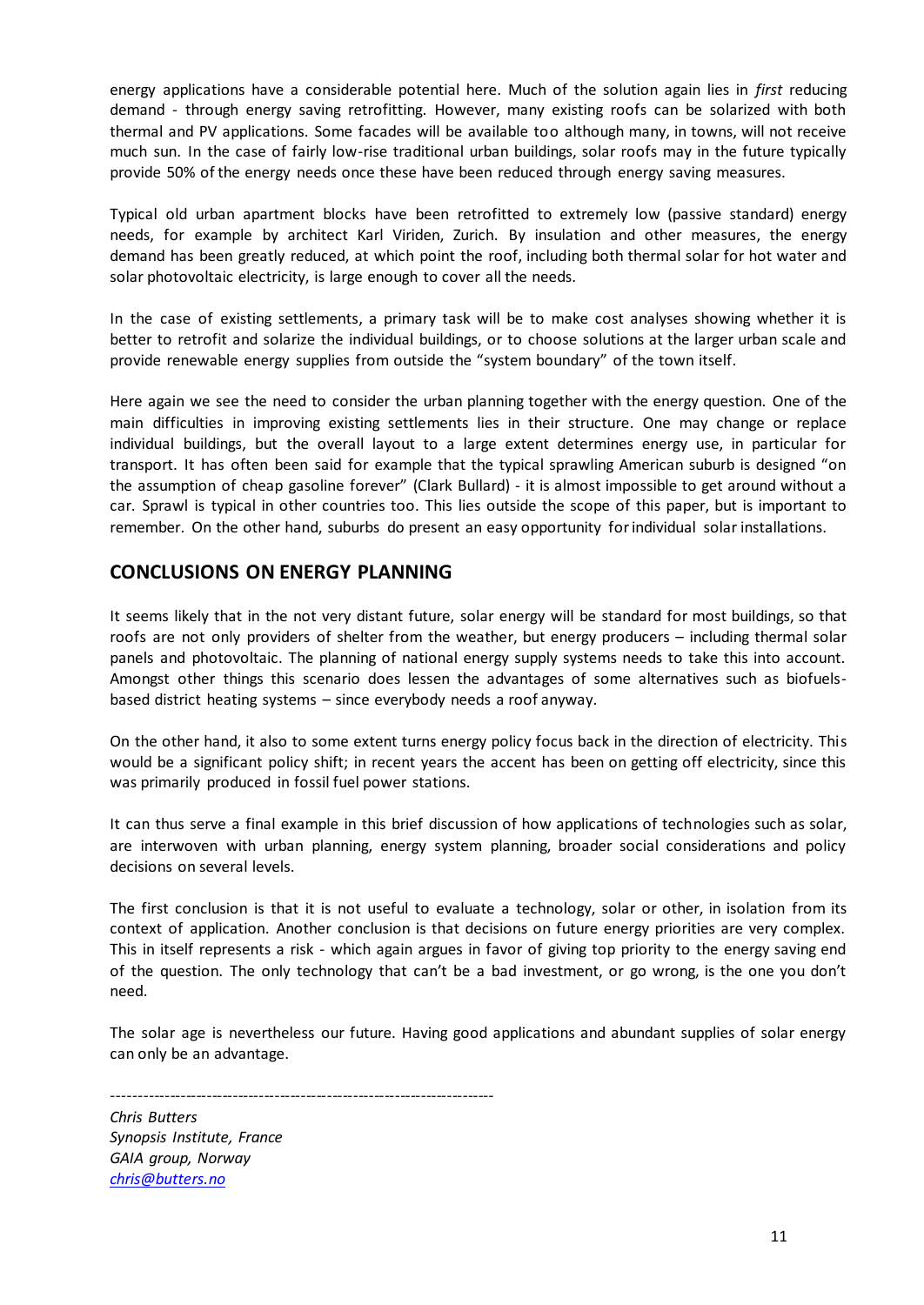energy applications have a considerable potential here. Much of the solution again lies in *first* reducing demand - through energy saving retrofitting. However, many existing roofs can be solarized with both thermal and PV applications. Some facades will be available too although many, in towns, will not receive much sun. In the case of fairly low-rise traditional urban buildings, solar roofs may in the future typically provide 50% of the energy needs once these have been reduced through energy saving measures.

Typical old urban apartment blocks have been retrofitted to extremely low (passive standard) energy needs, for example by architect Karl Viriden, Zurich. By insulation and other measures, the energy demand has been greatly reduced, at which point the roof, including both thermal solar for hot water and solar photovoltaic electricity, is large enough to cover all the needs.

In the case of existing settlements, a primary task will be to make cost analyses showing whether it is better to retrofit and solarize the individual buildings, or to choose solutions at the larger urban scale and provide renewable energy supplies from outside the "system boundary" of the town itself.

Here again we see the need to consider the urban planning together with the energy question. One of the main difficulties in improving existing settlements lies in their structure. One may change or replace individual buildings, but the overall layout to a large extent determines energy use, in particular for transport. It has often been said for example that the typical sprawling American suburb is designed "on the assumption of cheap gasoline forever" (Clark Bullard) - it is almost impossible to get around without a car. Sprawl is typical in other countries too. This lies outside the scope of this paper, but is important to remember. On the other hand, suburbs do present an easy opportunity for individual solar installations.

## CONCLUSIONS ON ENERGY PLANNING

It seems likely that in the not very distant future, solar energy will be standard for most buildings, so that roofs are not only providers of shelter from the weather, but energy producers – including thermal solar panels and photovoltaic. The planning of national energy supply systems needs to take this into account. Amongst other things this scenario does lessen the advantages of some alternatives such as biofuels-based district heating systems – since everybody needs a roof anyway.

On the other hand, it also to some extent turns energy policy focus back in the direction of electricity. This would be a significant policy shift; in recent years the accent has been on getting off electricity, since this was primarily produced in fossil fuel power stations.

It can thus serve a final example in this brief discussion of how applications of technologies such as solar, are interwoven with urban planning, energy system planning, broader social considerations and policy decisions on several levels.

The first conclusion is that it is not useful to evaluate a technology, solar or other, in isolation from its context of application. Another conclusion is that decisions on future energy priorities are very complex. This in itself represents a risk - which again argues in favor of giving top priority to the energy saving end of the question. The only technology that can't be a bad investment, or go wrong, is the one you don't need.

The solar age is nevertheless our future. Having good applications and abundant supplies of solar energy can only be an advantage.

---

*Chris Butters*
*Synopsis Institute, France*
*GAIA group, Norway*
*chris@butters.no*